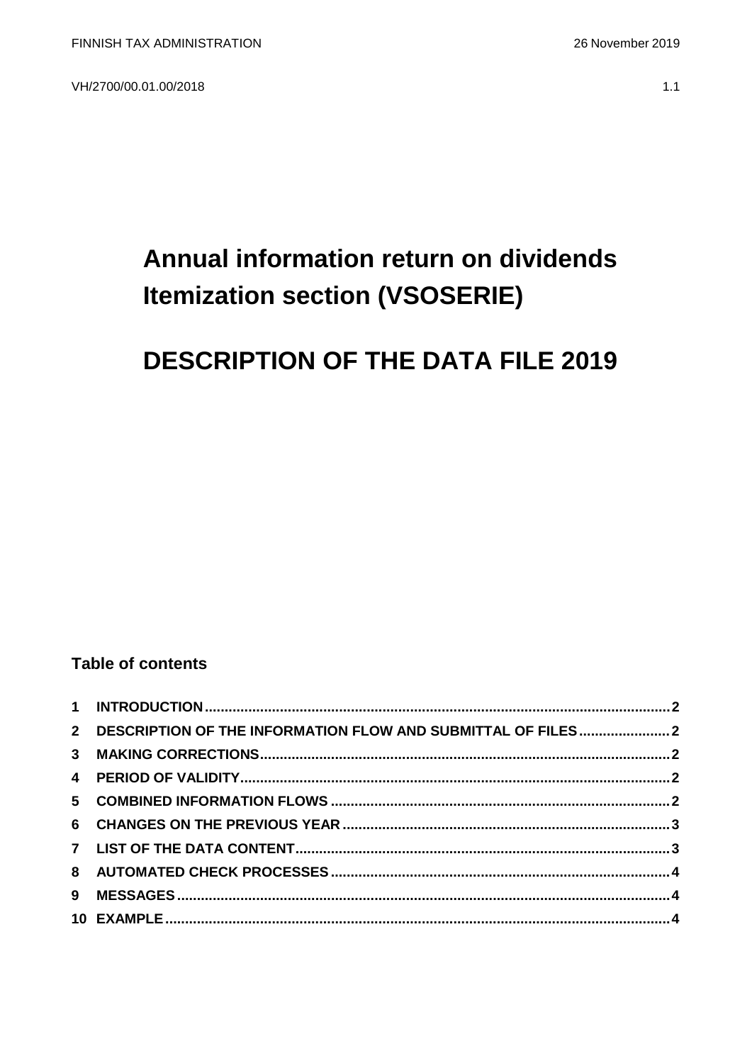# Annual information return on dividends Itemization section (VSOSERIE)

# DESCRIPTION OF THE DATA FILE 2019

## Table of contents

1 INTRODUCTION ..... 2
2 DESCRIPTION OF THE INFORMATION FLOW AND SUBMITTAL OF FILES ..... 2
3 MAKING CORRECTIONS ..... 2
4 PERIOD OF VALIDITY ..... 2
5 COMBINED INFORMATION FLOWS ..... 2
6 CHANGES ON THE PREVIOUS YEAR ..... 3
7 LIST OF THE DATA CONTENT ..... 3
8 AUTOMATED CHECK PROCESSES ..... 4
9 MESSAGES ..... 4
10 EXAMPLE ..... 4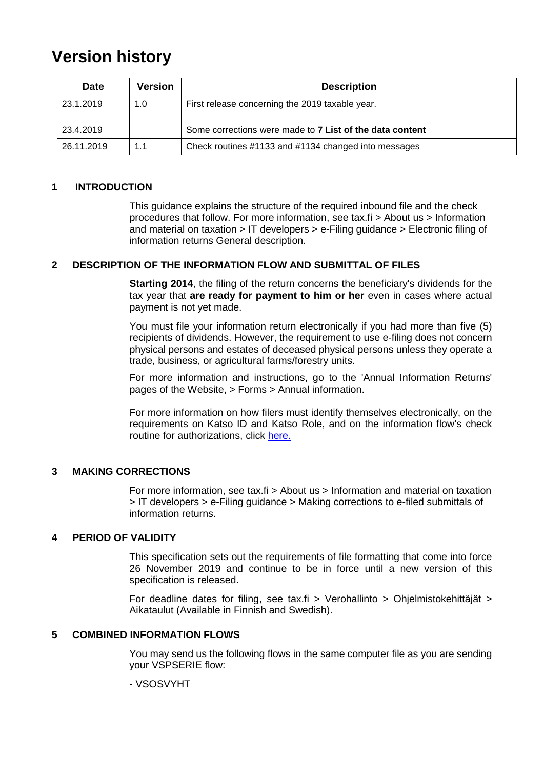# Version history

| Date | Version | Description |
|---|---|---|
| 23.1.2019 | 1.0 | First release concerning the 2019 taxable year. |
| 23.4.2019 | | Some corrections were made to **7 List of the data content** |
| 26.11.2019 | 1.1 | Check routines #1133 and #1134 changed into messages |

## 1 INTRODUCTION

This guidance explains the structure of the required inbound file and the check procedures that follow. For more information, see tax.fi > About us > Information and material on taxation > IT developers > e-Filing guidance > Electronic filing of information returns General description.

## 2 DESCRIPTION OF THE INFORMATION FLOW AND SUBMITTAL OF FILES

**Starting 2014**, the filing of the return concerns the beneficiary's dividends for the tax year that **are ready for payment to him or her** even in cases where actual payment is not yet made.

You must file your information return electronically if you had more than five (5) recipients of dividends. However, the requirement to use e-filing does not concern physical persons and estates of deceased physical persons unless they operate a trade, business, or agricultural farms/forestry units.

For more information and instructions, go to the 'Annual Information Returns' pages of the Website, > Forms > Annual information.

For more information on how filers must identify themselves electronically, on the requirements on Katso ID and Katso Role, and on the information flow's check routine for authorizations, click here.

## 3 MAKING CORRECTIONS

For more information, see tax.fi > About us > Information and material on taxation > IT developers > e-Filing guidance > Making corrections to e-filed submittals of information returns.

## 4 PERIOD OF VALIDITY

This specification sets out the requirements of file formatting that come into force 26 November 2019 and continue to be in force until a new version of this specification is released.

For deadline dates for filing, see tax.fi > Verohallinto > Ohjelmistokehittäjät > Aikataulut (Available in Finnish and Swedish).

## 5 COMBINED INFORMATION FLOWS

You may send us the following flows in the same computer file as you are sending your VSPSERIE flow:

- VSOSVYHT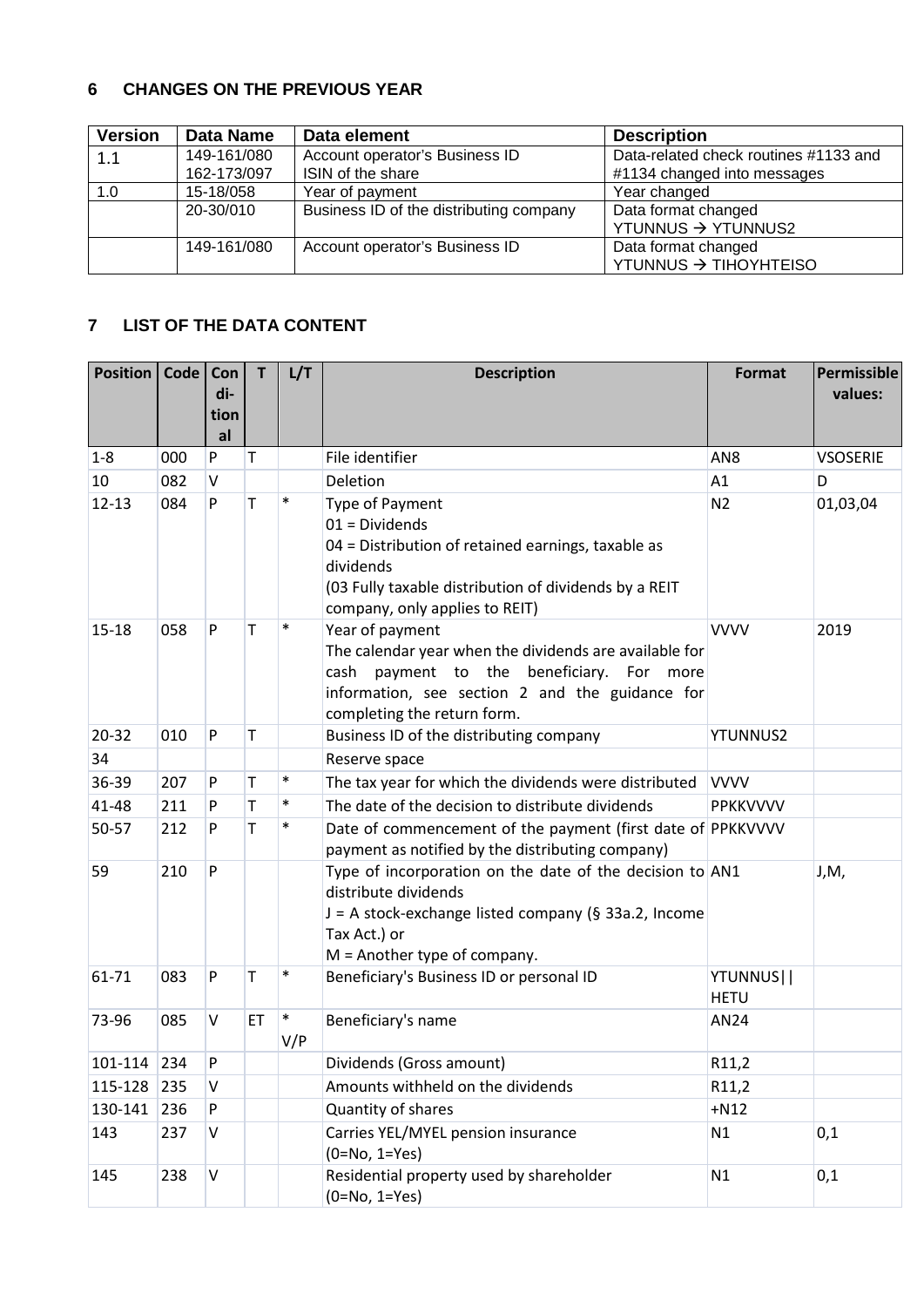## 6 CHANGES ON THE PREVIOUS YEAR

| Version | Data Name | Data element | Description |
|---|---|---|---|
| 1.1 | 149-161/080<br>162-173/097 | Account operator's Business ID<br>ISIN of the share | Data-related check routines #1133 and #1134 changed into messages |
| 1.0 | 15-18/058 | Year of payment | Year changed |
| | 20-30/010 | Business ID of the distributing company | Data format changed<br>YTUNNUS → YTUNNUS2 |
| | 149-161/080 | Account operator's Business ID | Data format changed<br>YTUNNUS → TIHOYHTEISO |

## 7 LIST OF THE DATA CONTENT

| Position | Code | Conditional | T | L/T | Description | Format | Permissible values: |
|---|---|---|---|---|---|---|---|
| 1-8 | 000 | P | T | | File identifier | AN8 | VSOSERIE |
| 10 | 082 | V | | | Deletion | A1 | D |
| 12-13 | 084 | P | T | * | Type of Payment<br>01 = Dividends<br>04 = Distribution of retained earnings, taxable as dividends<br>(03 Fully taxable distribution of dividends by a REIT company, only applies to REIT) | N2 | 01,03,04 |
| 15-18 | 058 | P | T | * | Year of payment<br>The calendar year when the dividends are available for cash payment to the beneficiary. For more information, see section 2 and the guidance for completing the return form. | VVVV | 2019 |
| 20-32 | 010 | P | T | | Business ID of the distributing company | YTUNNUS2 | |
| 34 | | | | | Reserve space | | |
| 36-39 | 207 | P | T | * | The tax year for which the dividends were distributed | VVVV | |
| 41-48 | 211 | P | T | * | The date of the decision to distribute dividends | PPKKVVVV | |
| 50-57 | 212 | P | T | * | Date of commencement of the payment (first date of payment as notified by the distributing company) | PPKKVVVV | |
| 59 | 210 | P | | | Type of incorporation on the date of the decision to distribute dividends<br>J = A stock-exchange listed company (§ 33a.2, Income Tax Act.) or<br>M = Another type of company. | AN1 | J,M, |
| 61-71 | 083 | P | T | * | Beneficiary's Business ID or personal ID | YTUNNUS\|\|<br>HETU | |
| 73-96 | 085 | V | ET | *<br>V/P | Beneficiary's name | AN24 | |
| 101-114 | 234 | P | | | Dividends (Gross amount) | R11,2 | |
| 115-128 | 235 | V | | | Amounts withheld on the dividends | R11,2 | |
| 130-141 | 236 | P | | | Quantity of shares | +N12 | |
| 143 | 237 | V | | | Carries YEL/MYEL pension insurance<br>(0=No, 1=Yes) | N1 | 0,1 |
| 145 | 238 | V | | | Residential property used by shareholder<br>(0=No, 1=Yes) | N1 | 0,1 |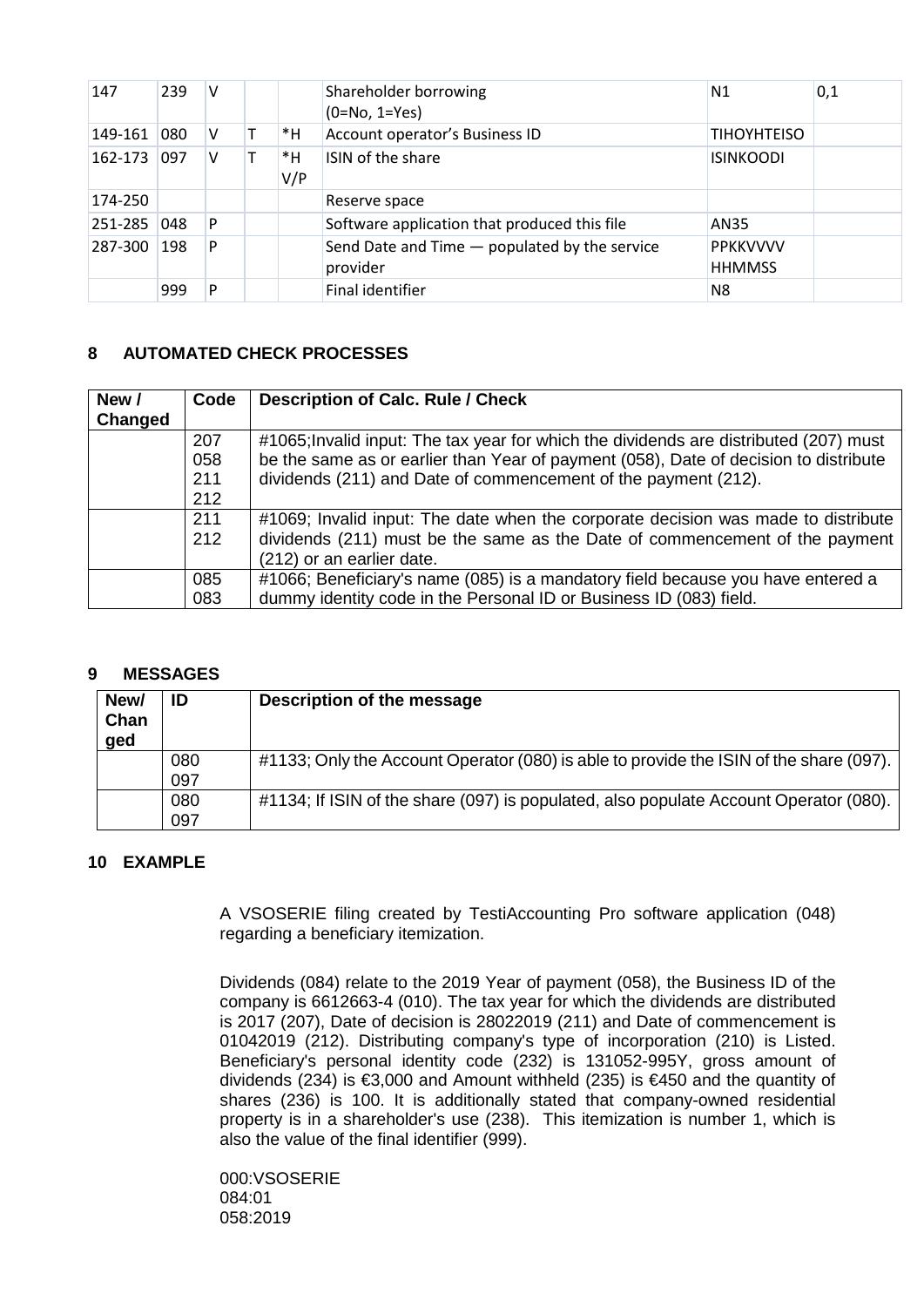| 147 | 239 | V | | | Shareholder borrowing (0=No, 1=Yes) | N1 | 0,1 |
|---|---|---|---|---|---|---|---|
| 149-161 | 080 | V | T | *H | Account operator's Business ID | TIHOYHTEISO | |
| 162-173 | 097 | V | T | *H V/P | ISIN of the share | ISINKOODI | |
| 174-250 | | | | | Reserve space | | |
| 251-285 | 048 | P | | | Software application that produced this file | AN35 | |
| 287-300 | 198 | P | | | Send Date and Time — populated by the service provider | PPKKVVVV HHMMSS | |
| | 999 | P | | | Final identifier | N8 | |

## 8 AUTOMATED CHECK PROCESSES

| New / Changed | Code | Description of Calc. Rule / Check |
|---|---|---|
| | 207 058 211 212 | #1065;Invalid input: The tax year for which the dividends are distributed (207) must be the same as or earlier than Year of payment (058), Date of decision to distribute dividends (211) and Date of commencement of the payment (212). |
| | 211 212 | #1069; Invalid input: The date when the corporate decision was made to distribute dividends (211) must be the same as the Date of commencement of the payment (212) or an earlier date. |
| | 085 083 | #1066; Beneficiary's name (085) is a mandatory field because you have entered a dummy identity code in the Personal ID or Business ID (083) field. |

## 9 MESSAGES

| New/ Changed | ID | Description of the message |
|---|---|---|
| | 080 097 | #1133; Only the Account Operator (080) is able to provide the ISIN of the share (097). |
| | 080 097 | #1134; If ISIN of the share (097) is populated, also populate Account Operator (080). |

## 10 EXAMPLE

A VSOSERIE filing created by TestiAccounting Pro software application (048) regarding a beneficiary itemization.

Dividends (084) relate to the 2019 Year of payment (058), the Business ID of the company is 6612663-4 (010). The tax year for which the dividends are distributed is 2017 (207), Date of decision is 28022019 (211) and Date of commencement is 01042019 (212). Distributing company's type of incorporation (210) is Listed. Beneficiary's personal identity code (232) is 131052-995Y, gross amount of dividends (234) is €3,000 and Amount withheld (235) is €450 and the quantity of shares (236) is 100. It is additionally stated that company-owned residential property is in a shareholder's use (238). This itemization is number 1, which is also the value of the final identifier (999).

```
000:VSOSERIE
084:01
058:2019
```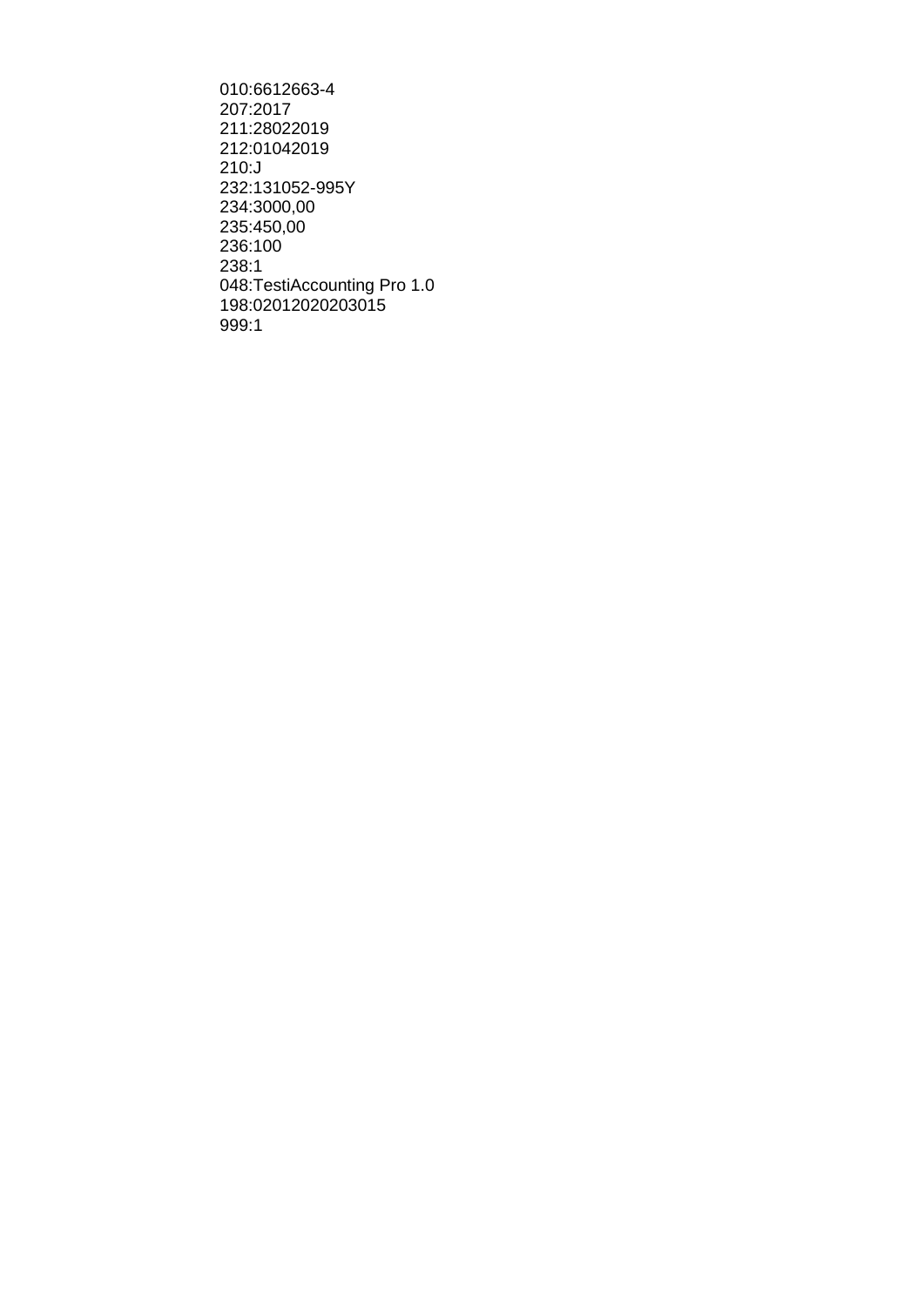010:6612663-4
207:2017
211:28022019
212:01042019
210:J
232:131052-995Y
234:3000,00
235:450,00
236:100
238:1
048:TestiAccounting Pro 1.0
198:02012020203015
999:1